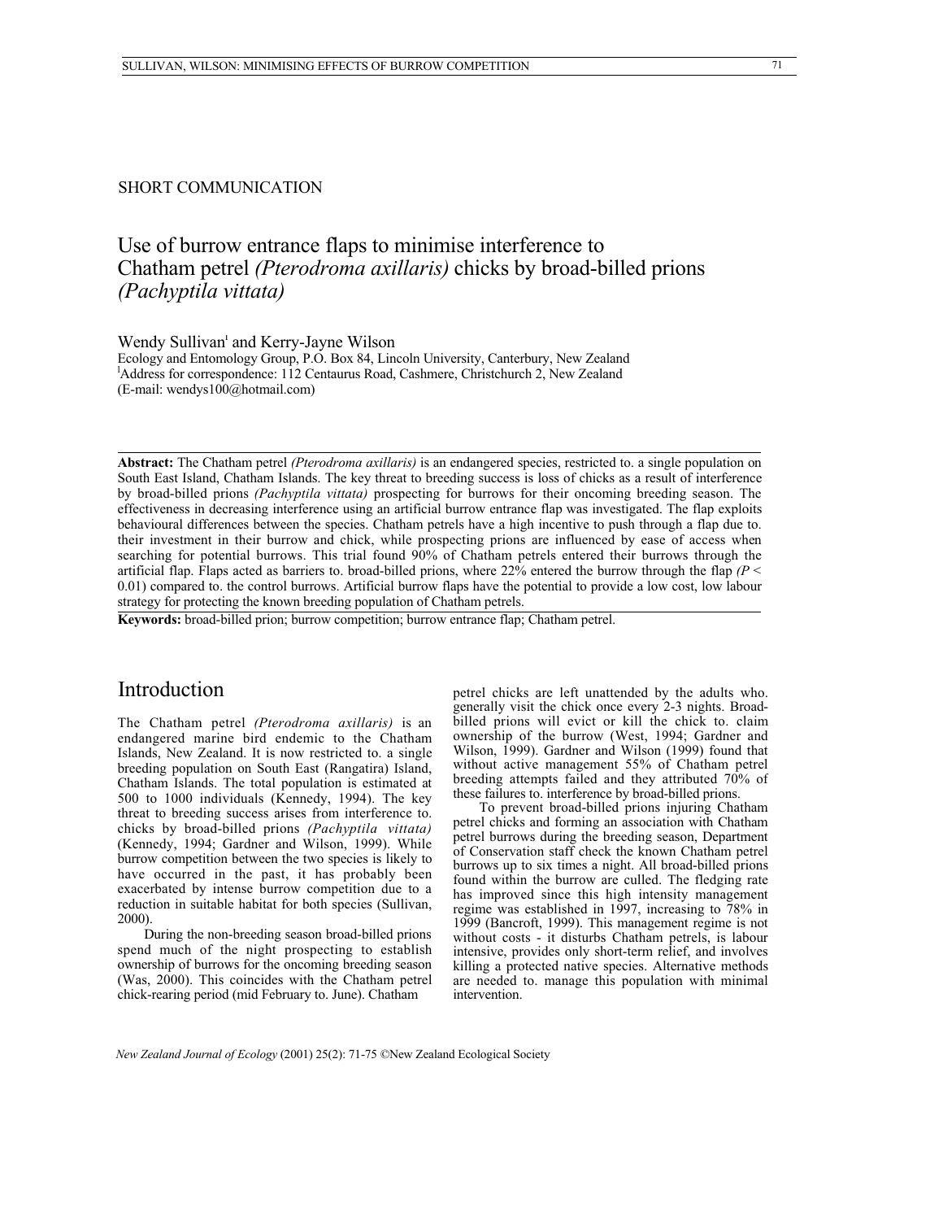SHORT COMMUNICATION

# Use of burrow entrance flaps to minimise interference to Chatham petrel *(Pterodroma axillaris)* chicks by broad-billed prions *(Pachyptila vittata)*

Wendy Sullivan[1] and Kerry-Jayne Wilson

Ecology and Entomology Group, P.O. Box 84, Lincoln University, Canterbury, New Zealand
[1]Address for correspondence: 112 Centaurus Road, Cashmere, Christchurch 2, New Zealand
(E-mail: wendys100@hotmail.com)

**Abstract:** The Chatham petrel *(Pterodroma axillaris)* is an endangered species, restricted to. a single population on South East Island, Chatham Islands. The key threat to breeding success is loss of chicks as a result of interference by broad-billed prions *(Pachyptila vittata)* prospecting for burrows for their oncoming breeding season. The effectiveness in decreasing interference using an artificial burrow entrance flap was investigated. The flap exploits behavioural differences between the species. Chatham petrels have a high incentive to push through a flap due to. their investment in their burrow and chick, while prospecting prions are influenced by ease of access when searching for potential burrows. This trial found 90% of Chatham petrels entered their burrows through the artificial flap. Flaps acted as barriers to. broad-billed prions, where 22% entered the burrow through the flap *(P* < 0.01) compared to. the control burrows. Artificial burrow flaps have the potential to provide a low cost, low labour strategy for protecting the known breeding population of Chatham petrels.

**Keywords:** broad-billed prion; burrow competition; burrow entrance flap; Chatham petrel.

## Introduction

The Chatham petrel *(Pterodroma axillaris)* is an endangered marine bird endemic to the Chatham Islands, New Zealand. It is now restricted to. a single breeding population on South East (Rangatira) Island, Chatham Islands. The total population is estimated at 500 to 1000 individuals (Kennedy, 1994). The key threat to breeding success arises from interference to. chicks by broad-billed prions *(Pachyptila vittata)* (Kennedy, 1994; Gardner and Wilson, 1999). While burrow competition between the two species is likely to have occurred in the past, it has probably been exacerbated by intense burrow competition due to a reduction in suitable habitat for both species (Sullivan, 2000).

During the non-breeding season broad-billed prions spend much of the night prospecting to establish ownership of burrows for the oncoming breeding season (Was, 2000). This coincides with the Chatham petrel chick-rearing period (mid February to. June). Chatham petrel chicks are left unattended by the adults who. generally visit the chick once every 2-3 nights. Broad-billed prions will evict or kill the chick to. claim ownership of the burrow (West, 1994; Gardner and Wilson, 1999). Gardner and Wilson (1999) found that without active management 55% of Chatham petrel breeding attempts failed and they attributed 70% of these failures to. interference by broad-billed prions.

To prevent broad-billed prions injuring Chatham petrel chicks and forming an association with Chatham petrel burrows during the breeding season, Department of Conservation staff check the known Chatham petrel burrows up to six times a night. All broad-billed prions found within the burrow are culled. The fledging rate has improved since this high intensity management regime was established in 1997, increasing to 78% in 1999 (Bancroft, 1999). This management regime is not without costs - it disturbs Chatham petrels, is labour intensive, provides only short-term relief, and involves killing a protected native species. Alternative methods are needed to. manage this population with minimal intervention.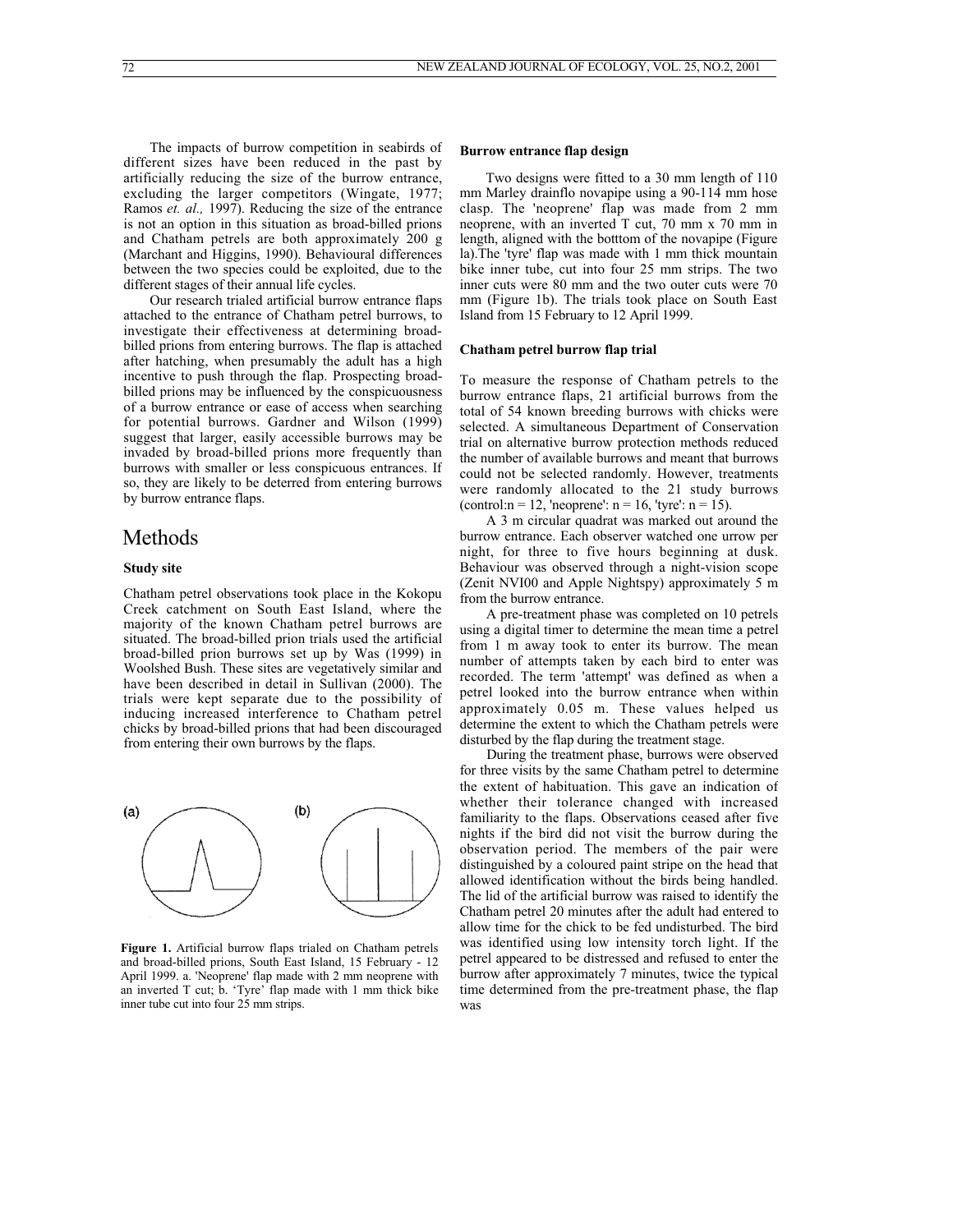The impacts of burrow competition in seabirds of different sizes have been reduced in the past by artificially reducing the size of the burrow entrance, excluding the larger competitors (Wingate, 1977; Ramos *et. al.,* 1997). Reducing the size of the entrance is not an option in this situation as broad-billed prions and Chatham petrels are both approximately 200 g (Marchant and Higgins, 1990). Behavioural differences between the two species could be exploited, due to the different stages of their annual life cycles.

Our research trialed artificial burrow entrance flaps attached to the entrance of Chatham petrel burrows, to investigate their effectiveness at determining broad-billed prions from entering burrows. The flap is attached after hatching, when presumably the adult has a high incentive to push through the flap. Prospecting broad-billed prions may be influenced by the conspicuousness of a burrow entrance or ease of access when searching for potential burrows. Gardner and Wilson (1999) suggest that larger, easily accessible burrows may be invaded by broad-billed prions more frequently than burrows with smaller or less conspicuous entrances. If so, they are likely to be deterred from entering burrows by burrow entrance flaps.

# Methods

### Study site

Chatham petrel observations took place in the Kokopu Creek catchment on South East Island, where the majority of the known Chatham petrel burrows are situated. The broad-billed prion trials used the artificial broad-billed prion burrows set up by Was (1999) in Woolshed Bush. These sites are vegetatively similar and have been described in detail in Sullivan (2000). The trials were kept separate due to the possibility of inducing increased interference to Chatham petrel chicks by broad-billed prions that had been discouraged from entering their own burrows by the flaps.

**Figure 1.** Artificial burrow flaps trialed on Chatham petrels and broad-billed prions, South East Island, 15 February - 12 April 1999. a. 'Neoprene' flap made with 2 mm neoprene with an inverted T cut; b. 'Tyre' flap made with 1 mm thick bike inner tube cut into four 25 mm strips.

### Burrow entrance flap design

Two designs were fitted to a 30 mm length of 110 mm Marley drainflo novapipe using a 90-114 mm hose clasp. The 'neoprene' flap was made from 2 mm neoprene, with an inverted T cut, 70 mm x 70 mm in length, aligned with the botttom of the novapipe (Figure la).The 'tyre' flap was made with 1 mm thick mountain bike inner tube, cut into four 25 mm strips. The two inner cuts were 80 mm and the two outer cuts were 70 mm (Figure 1b). The trials took place on South East Island from 15 February to 12 April 1999.

### Chatham petrel burrow flap trial

To measure the response of Chatham petrels to the burrow entrance flaps, 21 artificial burrows from the total of 54 known breeding burrows with chicks were selected. A simultaneous Department of Conservation trial on alternative burrow protection methods reduced the number of available burrows and meant that burrows could not be selected randomly. However, treatments were randomly allocated to the 21 study burrows (control:n = 12, 'neoprene': n = 16, 'tyre': n = 15).

A 3 m circular quadrat was marked out around the burrow entrance. Each observer watched one urrow per night, for three to five hours beginning at dusk. Behaviour was observed through a night-vision scope (Zenit NVI00 and Apple Nightspy) approximately 5 m from the burrow entrance.

A pre-treatment phase was completed on 10 petrels using a digital timer to determine the mean time a petrel from 1 m away took to enter its burrow. The mean number of attempts taken by each bird to enter was recorded. The term 'attempt' was defined as when a petrel looked into the burrow entrance when within approximately 0.05 m. These values helped us determine the extent to which the Chatham petrels were disturbed by the flap during the treatment stage.

During the treatment phase, burrows were observed for three visits by the same Chatham petrel to determine the extent of habituation. This gave an indication of whether their tolerance changed with increased familiarity to the flaps. Observations ceased after five nights if the bird did not visit the burrow during the observation period. The members of the pair were distinguished by a coloured paint stripe on the head that allowed identification without the birds being handled. The lid of the artificial burrow was raised to identify the Chatham petrel 20 minutes after the adult had entered to allow time for the chick to be fed undisturbed. The bird was identified using low intensity torch light. If the petrel appeared to be distressed and refused to enter the burrow after approximately 7 minutes, twice the typical time determined from the pre-treatment phase, the flap was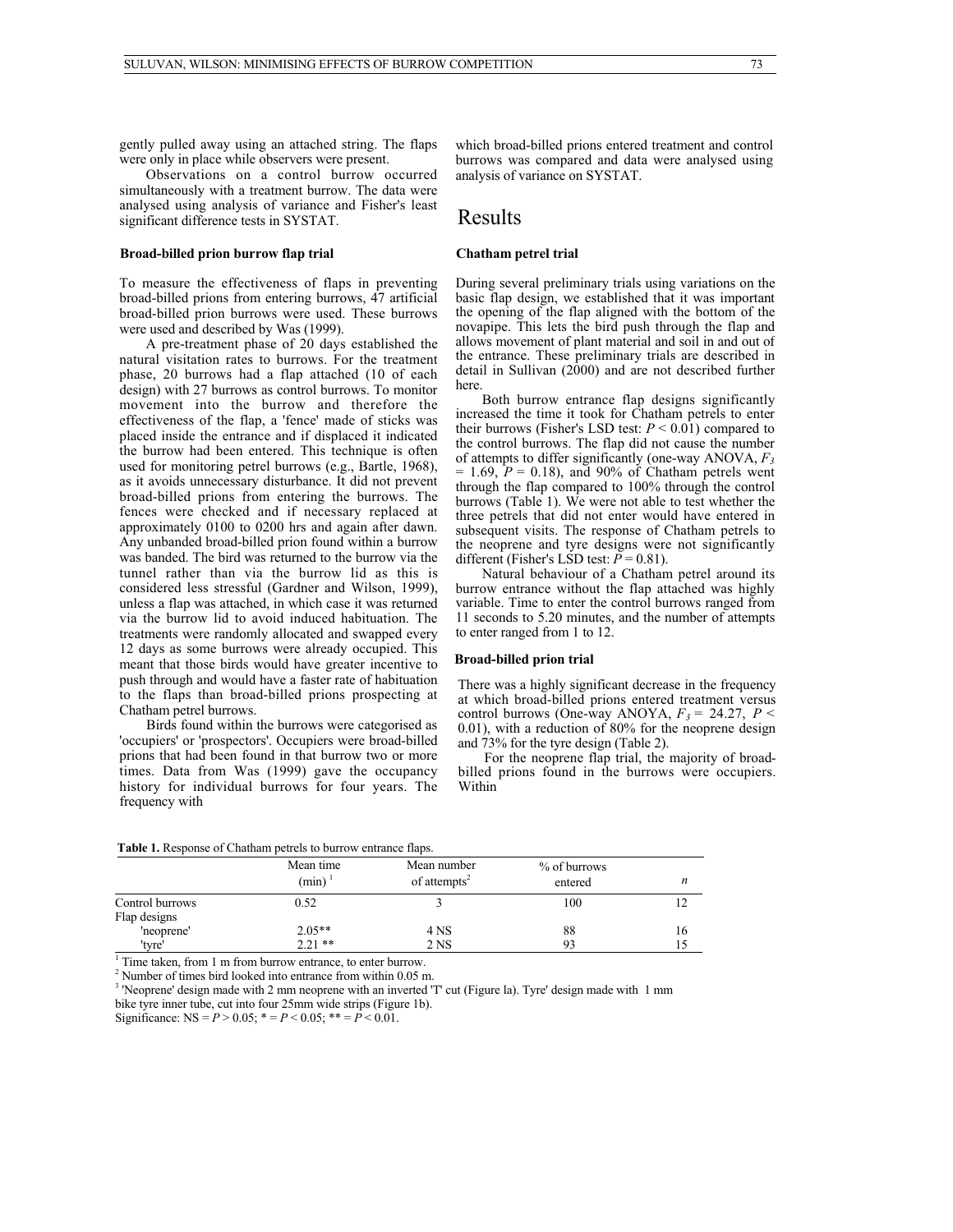gently pulled away using an attached string. The flaps were only in place while observers were present.

Observations on a control burrow occurred simultaneously with a treatment burrow. The data were analysed using analysis of variance and Fisher's least significant difference tests in SYSTAT.

### Broad-billed prion burrow flap trial

To measure the effectiveness of flaps in preventing broad-billed prions from entering burrows, 47 artificial broad-billed prion burrows were used. These burrows were used and described by Was (1999).

A pre-treatment phase of 20 days established the natural visitation rates to burrows. For the treatment phase, 20 burrows had a flap attached (10 of each design) with 27 burrows as control burrows. To monitor movement into the burrow and therefore the effectiveness of the flap, a 'fence' made of sticks was placed inside the entrance and if displaced it indicated the burrow had been entered. This technique is often used for monitoring petrel burrows (e.g., Bartle, 1968), as it avoids unnecessary disturbance. It did not prevent broad-billed prions from entering the burrows. The fences were checked and if necessary replaced at approximately 0100 to 0200 hrs and again after dawn. Any unbanded broad-billed prion found within a burrow was banded. The bird was returned to the burrow via the tunnel rather than via the burrow lid as this is considered less stressful (Gardner and Wilson, 1999), unless a flap was attached, in which case it was returned via the burrow lid to avoid induced habituation. The treatments were randomly allocated and swapped every 12 days as some burrows were already occupied. This meant that those birds would have greater incentive to push through and would have a faster rate of habituation to the flaps than broad-billed prions prospecting at Chatham petrel burrows.

Birds found within the burrows were categorised as 'occupiers' or 'prospectors'. Occupiers were broad-billed prions that had been found in that burrow two or more times. Data from Was (1999) gave the occupancy history for individual burrows for four years. The frequency with which broad-billed prions entered treatment and control burrows was compared and data were analysed using analysis of variance on SYSTAT.

## Results

### Chatham petrel trial

During several preliminary trials using variations on the basic flap design, we established that it was important the opening of the flap aligned with the bottom of the novapipe. This lets the bird push through the flap and allows movement of plant material and soil in and out of the entrance. These preliminary trials are described in detail in Sullivan (2000) and are not described further here.

Both burrow entrance flap designs significantly increased the time it took for Chatham petrels to enter their burrows (Fisher's LSD test: $P < 0.01$) compared to the control burrows. The flap did not cause the number of attempts to differ significantly (one-way ANOVA, $F_3 = 1.69$, $P = 0.18$), and 90% of Chatham petrels went through the flap compared to 100% through the control burrows (Table 1). We were not able to test whether the three petrels that did not enter would have entered in subsequent visits. The response of Chatham petrels to the neoprene and tyre designs were not significantly different (Fisher's LSD test: $P = 0.81$).

Natural behaviour of a Chatham petrel around its burrow entrance without the flap attached was highly variable. Time to enter the control burrows ranged from 11 seconds to 5.20 minutes, and the number of attempts to enter ranged from 1 to 12.

### Broad-billed prion trial

There was a highly significant decrease in the frequency at which broad-billed prions entered treatment versus control burrows (One-way ANOYA, $F_3 = 24.27$, $P < 0.01$), with a reduction of 80% for the neoprene design and 73% for the tyre design (Table 2).

For the neoprene flap trial, the majority of broad-billed prions found in the burrows were occupiers. Within

**Table 1.** Response of Chatham petrels to burrow entrance flaps.

| | Mean time (min) [1] | Mean number of attempts[2] | % of burrows entered | *n* |
|---|---|---|---|---|
| Control burrows | 0.52 | 3 | 100 | 12 |
| Flap designs | | | | |
| 'neoprene' | 2.05** | 4 NS | 88 | 16 |
| 'tyre' | 2.21 ** | 2 NS | 93 | 15 |

[1] Time taken, from 1 m from burrow entrance, to enter burrow.
[2] Number of times bird looked into entrance from within 0.05 m.
[3] 'Neoprene' design made with 2 mm neoprene with an inverted 'T' cut (Figure la). Tyre' design made with 1 mm bike tyre inner tube, cut into four 25mm wide strips (Figure 1b).
Significance: NS = $P > 0.05$; * = $P < 0.05$; ** = $P < 0.01$.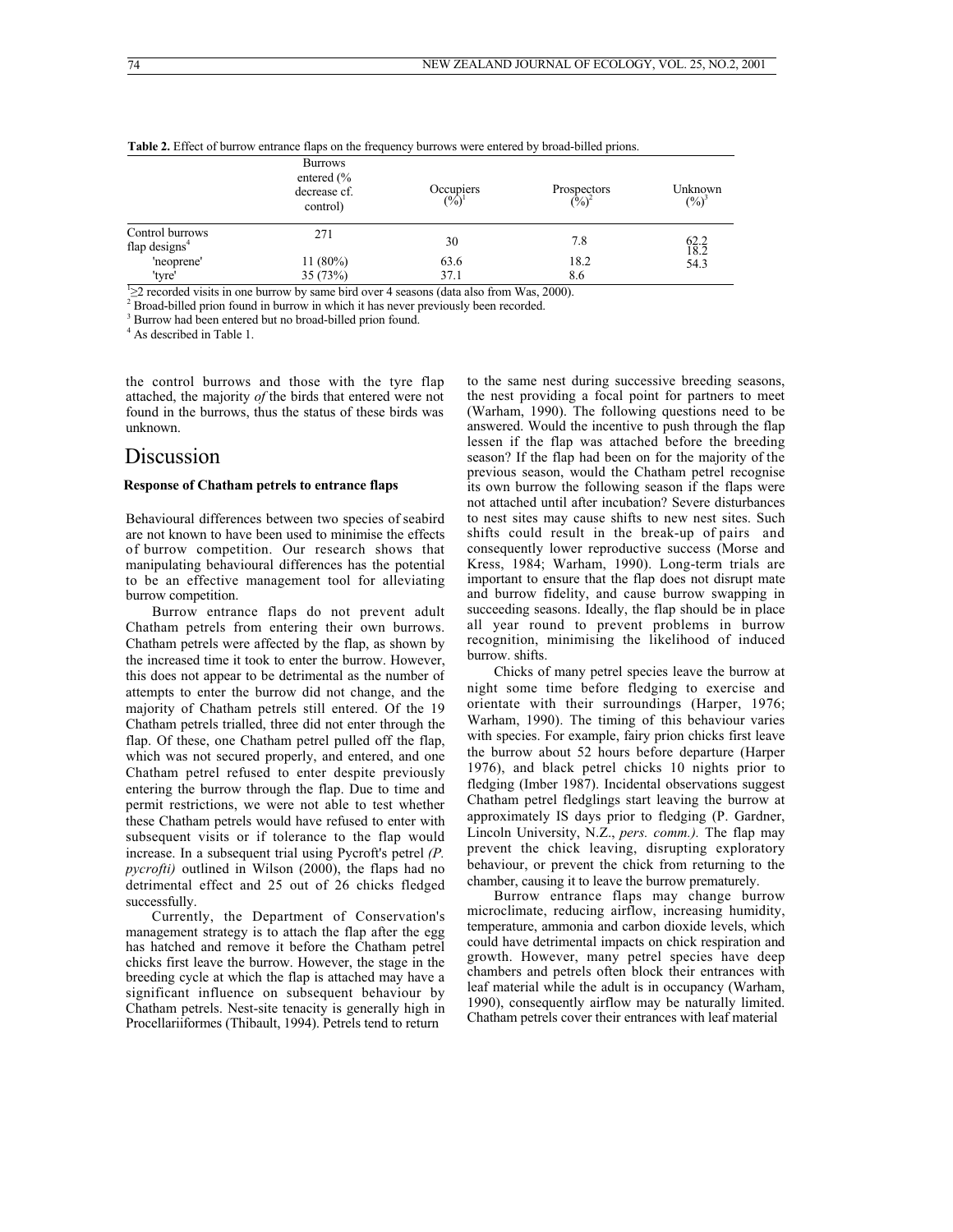**Table 2.** Effect of burrow entrance flaps on the frequency burrows were entered by broad-billed prions.

| | Burrows entered (% decrease cf. control) | Occupiers (%)[1] | Prospectors (%)[2] | Unknown (%)[3] |
|---|---|---|---|---|
| Control burrows | 271 | 30 | 7.8 | 62.2 |
| flap designs[4] | | | | |
| 'neoprene' | 11 (80%) | 63.6 | 18.2 | 18.2 |
| 'tyre' | 35 (73%) | 37.1 | 8.6 | 54.3 |

[1] ≥2 recorded visits in one burrow by same bird over 4 seasons (data also from Was, 2000).
[2] Broad-billed prion found in burrow in which it has never previously been recorded.
[3] Burrow had been entered but no broad-billed prion found.
[4] As described in Table 1.

the control burrows and those with the tyre flap attached, the majority *of* the birds that entered were not found in the burrows, thus the status of these birds was unknown.

# Discussion

### Response of Chatham petrels to entrance flaps

Behavioural differences between two species of seabird are not known to have been used to minimise the effects of burrow competition. Our research shows that manipulating behavioural differences has the potential to be an effective management tool for alleviating burrow competition.

Burrow entrance flaps do not prevent adult Chatham petrels from entering their own burrows. Chatham petrels were affected by the flap, as shown by the increased time it took to enter the burrow. However, this does not appear to be detrimental as the number of attempts to enter the burrow did not change, and the majority of Chatham petrels still entered. Of the 19 Chatham petrels trialled, three did not enter through the flap. Of these, one Chatham petrel pulled off the flap, which was not secured properly, and entered, and one Chatham petrel refused to enter despite previously entering the burrow through the flap. Due to time and permit restrictions, we were not able to test whether these Chatham petrels would have refused to enter with subsequent visits or if tolerance to the flap would increase. In a subsequent trial using Pycroft's petrel *(P. pycrofti)* outlined in Wilson (2000), the flaps had no detrimental effect and 25 out of 26 chicks fledged successfully.

Currently, the Department of Conservation's management strategy is to attach the flap after the egg has hatched and remove it before the Chatham petrel chicks first leave the burrow. However, the stage in the breeding cycle at which the flap is attached may have a significant influence on subsequent behaviour by Chatham petrels. Nest-site tenacity is generally high in Procellariiformes (Thibault, 1994). Petrels tend to return to the same nest during successive breeding seasons, the nest providing a focal point for partners to meet (Warham, 1990). The following questions need to be answered. Would the incentive to push through the flap lessen if the flap was attached before the breeding season? If the flap had been on for the majority of the previous season, would the Chatham petrel recognise its own burrow the following season if the flaps were not attached until after incubation? Severe disturbances to nest sites may cause shifts to new nest sites. Such shifts could result in the break-up of pairs and consequently lower reproductive success (Morse and Kress, 1984; Warham, 1990). Long-term trials are important to ensure that the flap does not disrupt mate and burrow fidelity, and cause burrow swapping in succeeding seasons. Ideally, the flap should be in place all year round to prevent problems in burrow recognition, minimising the likelihood of induced burrow. shifts.

Chicks of many petrel species leave the burrow at night some time before fledging to exercise and orientate with their surroundings (Harper, 1976; Warham, 1990). The timing of this behaviour varies with species. For example, fairy prion chicks first leave the burrow about 52 hours before departure (Harper 1976), and black petrel chicks 10 nights prior to fledging (Imber 1987). Incidental observations suggest Chatham petrel fledglings start leaving the burrow at approximately IS days prior to fledging (P. Gardner, Lincoln University, N.Z., *pers. comm.).* The flap may prevent the chick leaving, disrupting exploratory behaviour, or prevent the chick from returning to the chamber, causing it to leave the burrow prematurely.

Burrow entrance flaps may change burrow microclimate, reducing airflow, increasing humidity, temperature, ammonia and carbon dioxide levels, which could have detrimental impacts on chick respiration and growth. However, many petrel species have deep chambers and petrels often block their entrances with leaf material while the adult is in occupancy (Warham, 1990), consequently airflow may be naturally limited. Chatham petrels cover their entrances with leaf material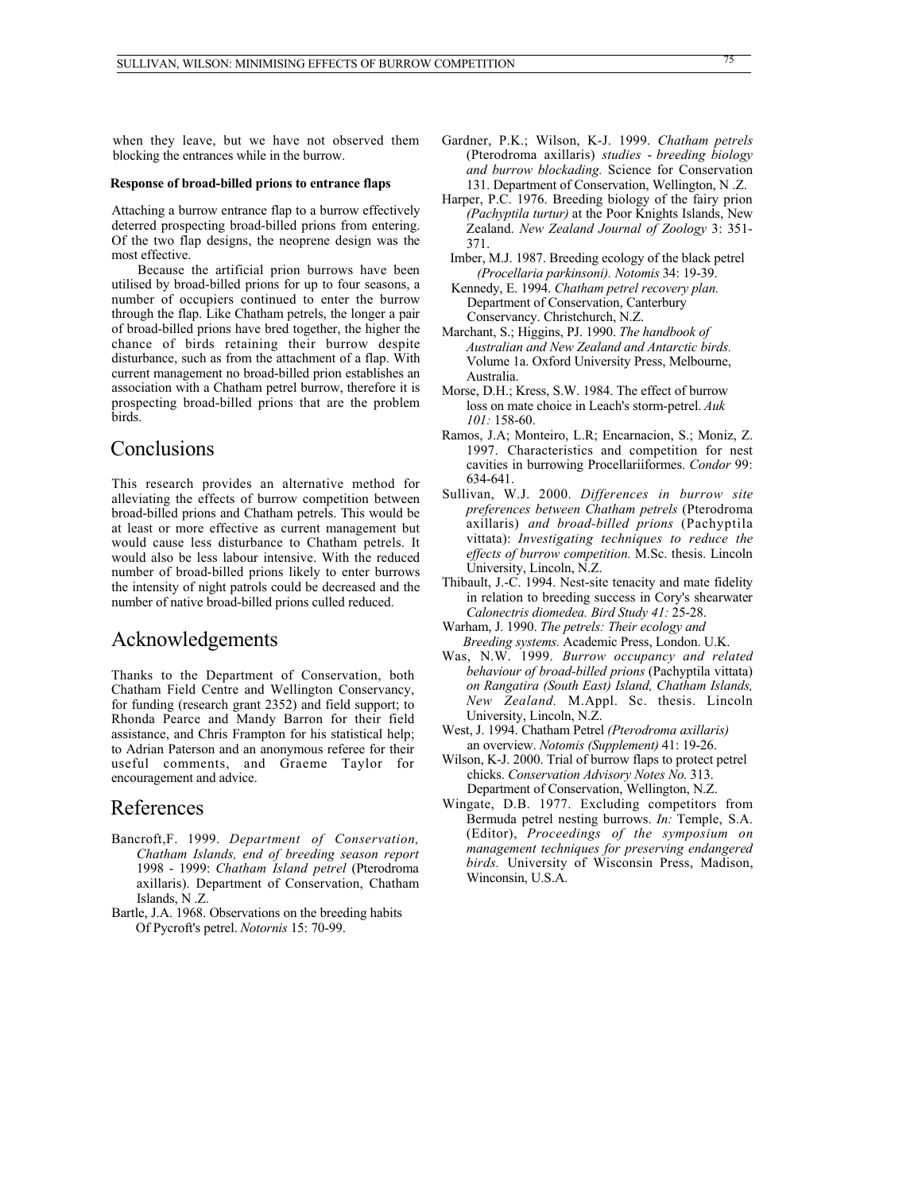when they leave, but we have not observed them blocking the entrances while in the burrow.

**Response of broad-billed prions to entrance flaps**

Attaching a burrow entrance flap to a burrow effectively deterred prospecting broad-billed prions from entering. Of the two flap designs, the neoprene design was the most effective.

Because the artificial prion burrows have been utilised by broad-billed prions for up to four seasons, a number of occupiers continued to enter the burrow through the flap. Like Chatham petrels, the longer a pair of broad-billed prions have bred together, the higher the chance of birds retaining their burrow despite disturbance, such as from the attachment of a flap. With current management no broad-billed prion establishes an association with a Chatham petrel burrow, therefore it is prospecting broad-billed prions that are the problem birds.

## Conclusions

This research provides an alternative method for alleviating the effects of burrow competition between broad-billed prions and Chatham petrels. This would be at least or more effective as current management but would cause less disturbance to Chatham petrels. It would also be less labour intensive. With the reduced number of broad-billed prions likely to enter burrows the intensity of night patrols could be decreased and the number of native broad-billed prions culled reduced.

## Acknowledgements

Thanks to the Department of Conservation, both Chatham Field Centre and Wellington Conservancy, for funding (research grant 2352) and field support; to Rhonda Pearce and Mandy Barron for their field assistance, and Chris Frampton for his statistical help; to Adrian Paterson and an anonymous referee for their useful comments, and Graeme Taylor for encouragement and advice.

## References

Bancroft,F. 1999. *Department of Conservation, Chatham Islands, end of breeding season report* 1998 - 1999: *Chatham Island petrel* (Pterodroma axillaris). Department of Conservation, Chatham Islands, N .Z.

Bartle, J.A. 1968. Observations on the breeding habits Of Pycroft's petrel. *Notornis* 15: 70-99.

Gardner, P.K.; Wilson, K-J. 1999. *Chatham petrels* (Pterodroma axillaris) *studies - breeding biology and burrow blockading.* Science for Conservation 131. Department of Conservation, Wellington, N .Z.

Harper, P.C. 1976. Breeding biology of the fairy prion *(Pachyptila turtur)* at the Poor Knights Islands, New Zealand. *New Zealand Journal of Zoology* 3: 351-371.

Imber, M.J. 1987. Breeding ecology of the black petrel *(Procellaria parkinsoni). Notomis* 34: 19-39.

Kennedy, E. 1994. *Chatham petrel recovery plan.* Department of Conservation, Canterbury Conservancy. Christchurch, N.Z.

Marchant, S.; Higgins, PJ. 1990. *The handbook of Australian and New Zealand and Antarctic birds.* Volume 1a. Oxford University Press, Melbourne, Australia.

Morse, D.H.; Kress, S.W. 1984. The effect of burrow loss on mate choice in Leach's storm-petrel. *Auk 101:* 158-60.

Ramos, J.A; Monteiro, L.R; Encarnacion, S.; Moniz, Z. 1997. Characteristics and competition for nest cavities in burrowing Procellariiformes. *Condor* 99: 634-641.

Sullivan, W.J. 2000. *Differences in burrow site preferences between Chatham petrels* (Pterodroma axillaris) *and broad-billed prions* (Pachyptila vittata): *Investigating techniques to reduce the effects of burrow competition.* M.Sc. thesis. Lincoln University, Lincoln, N.Z.

Thibault, J.-C. 1994. Nest-site tenacity and mate fidelity in relation to breeding success in Cory's shearwater *Calonectris diomedea. Bird Study 41:* 25-28.

Warham, J. 1990. *The petrels: Their ecology and Breeding systems.* Academic Press, London. U.K.

Was, N.W. 1999. *Burrow occupancy and related behaviour of broad-billed prions* (Pachyptila vittata) *on Rangatira (South East) Island, Chatham Islands, New Zealand.* M.Appl. Sc. thesis. Lincoln University, Lincoln, N.Z.

West, J. 1994. Chatham Petrel *(Pterodroma axillaris)* an overview. *Notomis (Supplement)* 41: 19-26.

Wilson, K-J. 2000. Trial of burrow flaps to protect petrel chicks. *Conservation Advisory Notes No.* 313. Department of Conservation, Wellington, N.Z.

Wingate, D.B. 1977. Excluding competitors from Bermuda petrel nesting burrows. *In:* Temple, S.A. (Editor), *Proceedings of the symposium on management techniques for preserving endangered birds.* University of Wisconsin Press, Madison, Winconsin, U.S.A.